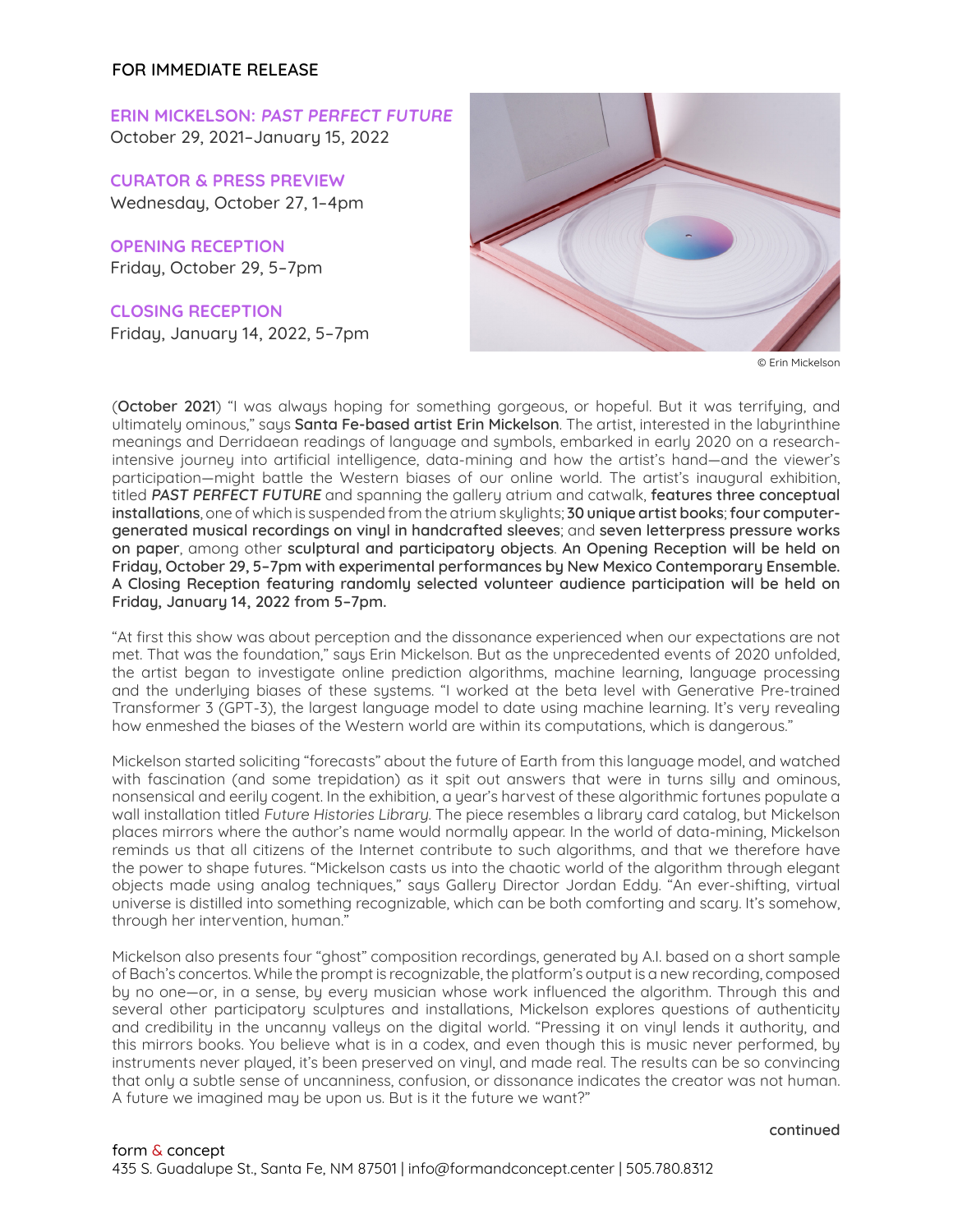FOR IMMEDIATE RELEASE

**ERIN MICKELSON: *PAST PERFECT FUTURE***
October 29, 2021–January 15, 2022

**CURATOR & PRESS PREVIEW**
Wednesday, October 27, 1–4pm

**OPENING RECEPTION**
Friday, October 29, 5–7pm

**CLOSING RECEPTION**
Friday, January 14, 2022, 5–7pm

© Erin Mickelson

(**October 2021**) "I was always hoping for something gorgeous, or hopeful. But it was terrifying, and ultimately ominous," says **Santa Fe-based artist Erin Mickelson**. The artist, interested in the labyrinthine meanings of language and symbols, machine learning, language processing and Derridaean readings of language and symbols, embarked in early 2020 on a research-intensive journey into artificial intelligence, data-mining and how the artist's hand—and the viewer's participation—might battle the Western biases of our online world. The artist's inaugural exhibition, titled ***PAST PERFECT FUTURE*** and spanning the gallery atrium and catwalk, **features three conceptual installations**, one of which is suspended from the atrium skylights; **30 unique artist books**; **four computer-generated musical recordings on vinyl in handcrafted sleeves**; and **seven letterpress pressure works on paper**, among other **sculptural and participatory objects**. **An Opening Reception will be held on Friday, October 29, 5–7pm with experimental performances by New Mexico Contemporary Ensemble. A Closing Reception featuring randomly selected volunteer audience participation will be held on Friday, January 14, 2022 from 5–7pm.**

"At first this show was about perception and the dissonance experienced when our expectations are not met. That was the foundation," says Erin Mickelson. But as the unprecedented events of 2020 unfolded, the artist began to investigate online prediction algorithms, machine learning, language processing and the underlying biases of these systems. "I worked at the beta level with Generative Pre-trained Transformer 3 (GPT-3), the largest language model to date using machine learning. It's very revealing how enmeshed the biases of the Western world are within its computations, which is dangerous."

Mickelson started soliciting "forecasts" about the future of Earth from this language model, and watched with fascination (and some trepidation) as it spit out answers that were in turns silly and ominous, nonsensical and eerily cogent. In the exhibition, a year's harvest of these algorithmic fortunes populate a wall installation titled *Future Histories Library*. The piece resembles a library card catalog, but Mickelson places mirrors where the author's name would normally appear. In the world of data-mining, Mickelson reminds us that all citizens of the Internet contribute to such algorithms, and that we therefore have the power to shape futures. "Mickelson casts us into the chaotic world of the algorithm through elegant objects made using analog techniques," says Gallery Director Jordan Eddy. "An ever-shifting, virtual universe is distilled into something recognizable, which can be both comforting and scary. It's somehow, through her intervention, human."

Mickelson also presents four "ghost" composition recordings, generated by A.I. based on a short sample of Bach's concertos. While the prompt is recognizable, the platform's output is a new recording, composed by no one—or, in a sense, by every musician whose work influenced the algorithm. Through this and several other participatory sculptures and installations, Mickelson explores questions of authenticity and credibility in the uncanny valleys on the digital world. "Pressing it on vinyl lends it authority, and this mirrors books. You believe what is in a codex, and even though this is music never performed, by instruments never played, it's been preserved on vinyl, and made real. The results can be so convincing that only a subtle sense of uncanniness, confusion, or dissonance indicates the creator was not human. A future we imagined may be upon us. But is it the future we want?"

continued

form & concept
435 S. Guadalupe St., Santa Fe, NM 87501 | info@formandconcept.center | 505.780.8312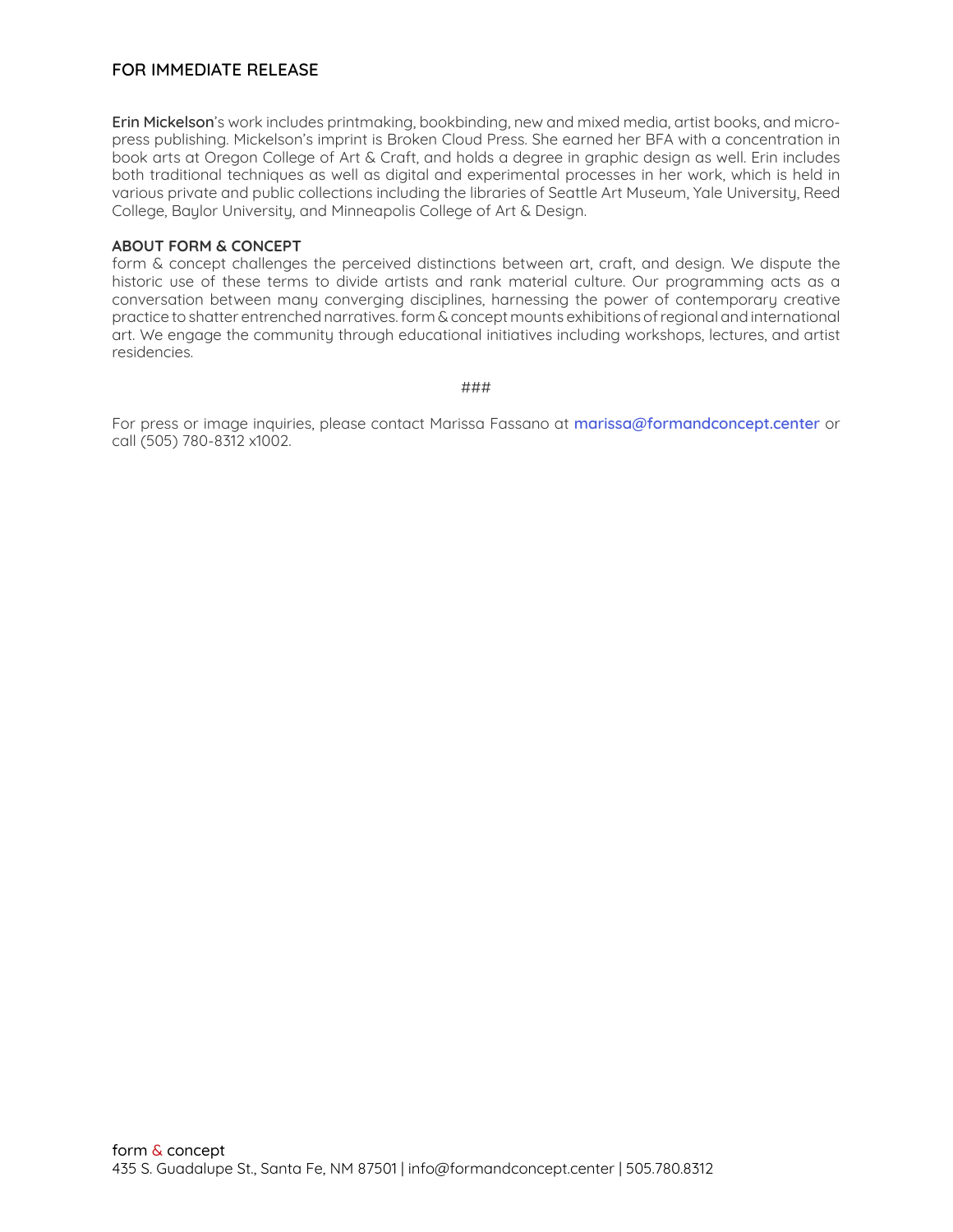FOR IMMEDIATE RELEASE

**Erin Mickelson**'s work includes printmaking, bookbinding, new and mixed media, artist books, and micro-press publishing. Mickelson's imprint is Broken Cloud Press. She earned her BFA with a concentration in book arts at Oregon College of Art & Craft, and holds a degree in graphic design as well. Erin includes both traditional techniques as well as digital and experimental processes in her work, which is held in various private and public collections including the libraries of Seattle Art Museum, Yale University, Reed College, Baylor University, and Minneapolis College of Art & Design.

**ABOUT FORM & CONCEPT**

form & concept challenges the perceived distinctions between art, craft, and design. We dispute the historic use of these terms to divide artists and rank material culture. Our programming acts as a conversation between many converging disciplines, harnessing the power of contemporary creative practice to shatter entrenched narratives. form & concept mounts exhibitions of regional and international art. We engage the community through educational initiatives including workshops, lectures, and artist residencies.

###

For press or image inquiries, please contact Marissa Fassano at **marissa@formandconcept.center** or call (505) 780-8312 x1002.

form & concept
435 S. Guadalupe St., Santa Fe, NM 87501 | info@formandconcept.center | 505.780.8312